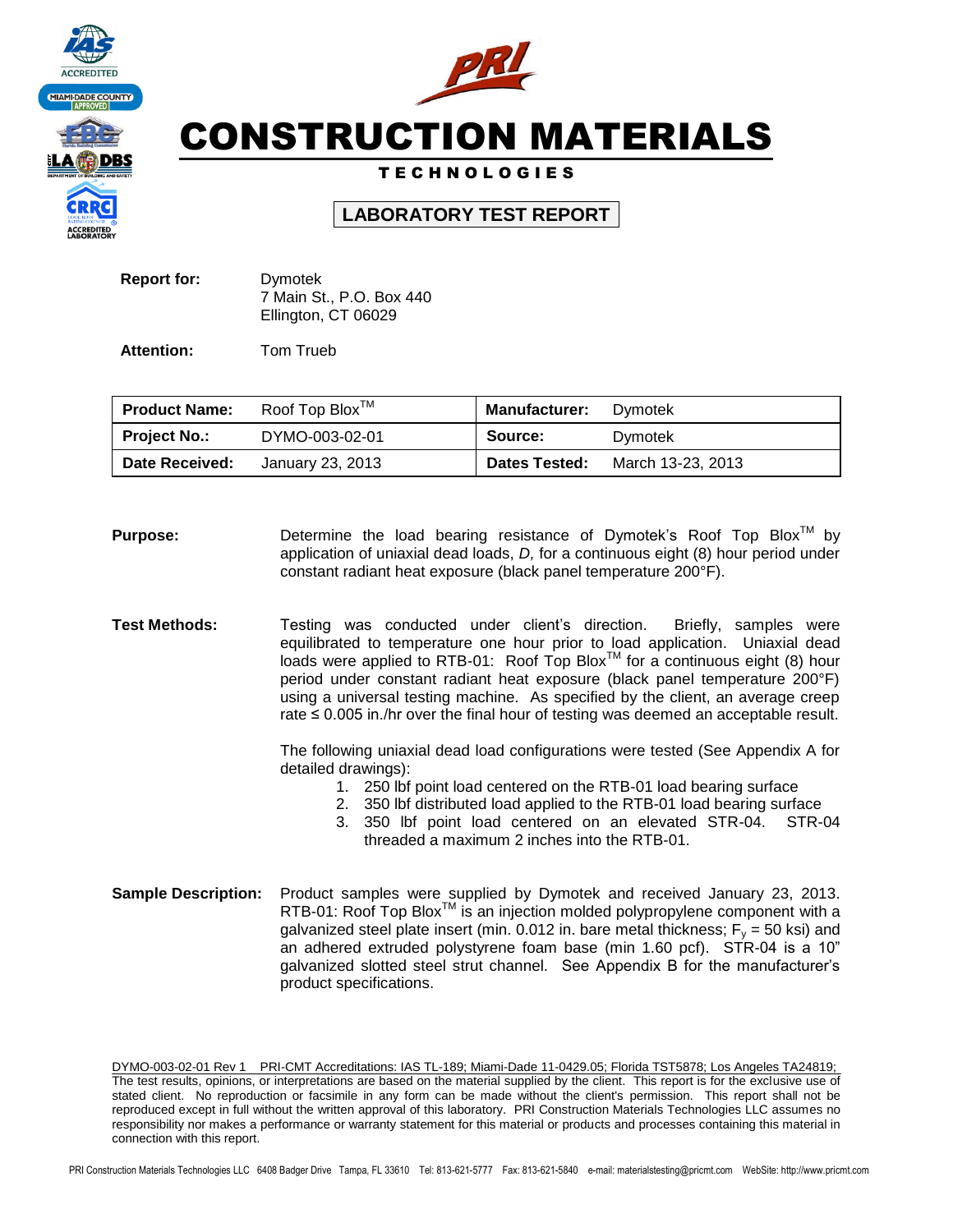# CONSTRUCTION MATERIALS

TECHNOLOGIES

## LABORATORY TEST REPORT

**Report for:** Dymotek
7 Main St., P.O. Box 440
Ellington, CT 06029

**Attention:** Tom Trueb

| | | | |
|---|---|---|---|
| **Product Name:** | Roof Top Blox$^{TM}$ | **Manufacturer:** | Dymotek |
| **Project No.:** | DYMO-003-02-01 | **Source:** | Dymotek |
| **Date Received:** | January 23, 2013 | **Dates Tested:** | March 13-23, 2013 |

**Purpose:** Determine the load bearing resistance of Dymotek's Roof Top Blox$^{TM}$ by application of uniaxial dead loads, *D,* for a continuous eight (8) hour period under constant radiant heat exposure (black panel temperature 200°F).

**Test Methods:** Testing was conducted under client's direction. Briefly, samples were equilibrated to temperature one hour prior to load application. Uniaxial dead loads were applied to RTB-01: Roof Top Blox$^{TM}$ for a continuous eight (8) hour period under constant radiant heat exposure (black panel temperature 200°F) using a universal testing machine. As specified by the client, an average creep rate ≤ 0.005 in./hr over the final hour of testing was deemed an acceptable result.

The following uniaxial dead load configurations were tested (See Appendix A for detailed drawings):

1. 250 lbf point load centered on the RTB-01 load bearing surface
2. 350 lbf distributed load applied to the RTB-01 load bearing surface
3. 350 lbf point load centered on an elevated STR-04. STR-04 threaded a maximum 2 inches into the RTB-01.

**Sample Description:** Product samples were supplied by Dymotek and received January 23, 2013. RTB-01: Roof Top Blox$^{TM}$ is an injection molded polypropylene component with a galvanized steel plate insert (min. 0.012 in. bare metal thickness; $F_y$ = 50 ksi) and an adhered extruded polystyrene foam base (min 1.60 pcf). STR-04 is a 10" galvanized slotted steel strut channel. See Appendix B for the manufacturer's product specifications.

DYMO-003-02-01 Rev 1 PRI-CMT Accreditations: IAS TL-189; Miami-Dade 11-0429.05; Florida TST5878; Los Angeles TA24819;
The test results, opinions, or interpretations are based on the material supplied by the client. This report is for the exclusive use of stated client. No reproduction or facsimile in any form can be made without the client's permission. This report shall not be reproduced except in full without the written approval of this laboratory. PRI Construction Materials Technologies LLC assumes no responsibility nor makes a performance or warranty statement for this material or products and processes containing this material in connection with this report.

PRI Construction Materials Technologies LLC 6408 Badger Drive Tampa, FL 33610 Tel: 813-621-5777 Fax: 813-621-5840 e-mail: materialstesting@pricmt.com WebSite: http://www.pricmt.com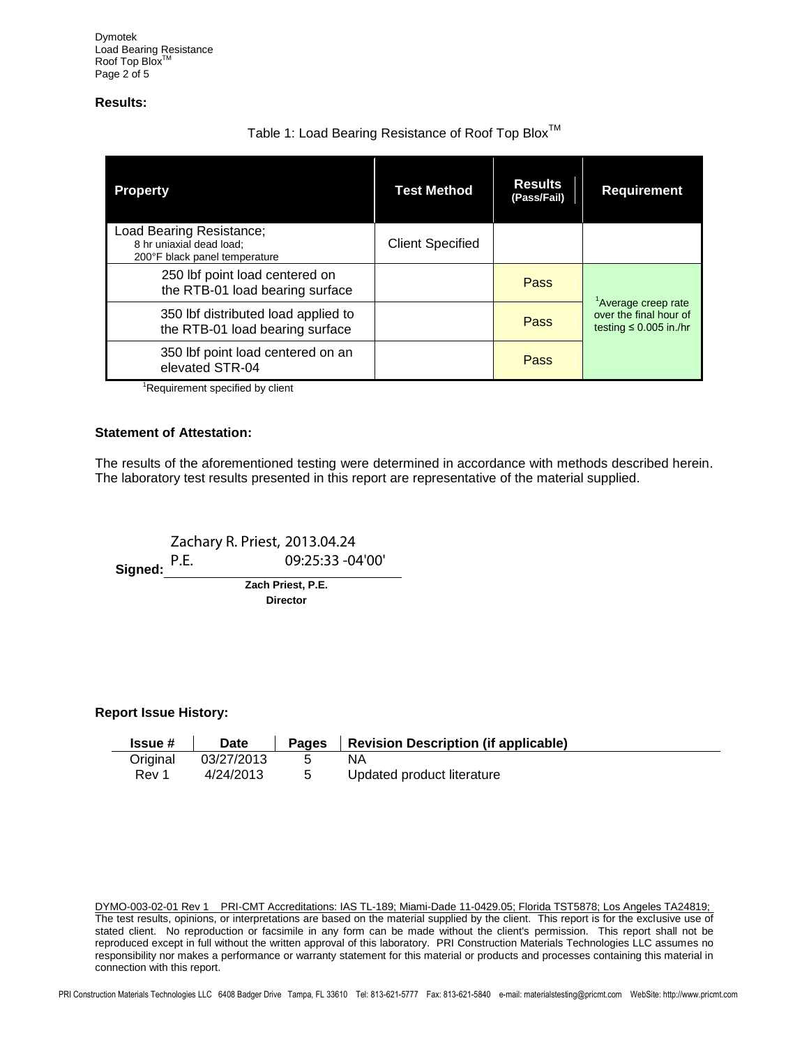### Results:

Table 1: Load Bearing Resistance of Roof Top Blox™

| Property | Test Method | Results (Pass/Fail) | Requirement |
|---|---|---|---|
| Load Bearing Resistance; 8 hr uniaxial dead load; 200°F black panel temperature | Client Specified | | |
| 250 lbf point load centered on the RTB-01 load bearing surface | | Pass | [1]Average creep rate over the final hour of testing ≤ 0.005 in./hr |
| 350 lbf distributed load applied to the RTB-01 load bearing surface | | Pass | |
| 350 lbf point load centered on an elevated STR-04 | | Pass | |

[1]Requirement specified by client

### Statement of Attestation:

The results of the aforementioned testing were determined in accordance with methods described herein. The laboratory test results presented in this report are representative of the material supplied.

Signed: Zachary R. Priest, P.E. 2013.04.24 09:25:33 -04'00'

**Zach Priest, P.E.**
**Director**

### Report Issue History:

| Issue # | Date | Pages | Revision Description (if applicable) |
|---|---|---|---|
| Original | 03/27/2013 | 5 | NA |
| Rev 1 | 4/24/2013 | 5 | Updated product literature |

DYMO-003-02-01 Rev 1 PRI-CMT Accreditations: IAS TL-189; Miami-Dade 11-0429.05; Florida TST5878; Los Angeles TA24819;
The test results, opinions, or interpretations are based on the material supplied by the client. This report is for the exclusive use of stated client. No reproduction or facsimile in any form can be made without the client's permission. This report shall not be reproduced except in full without the written approval of this laboratory. PRI Construction Materials Technologies LLC assumes no responsibility nor makes a performance or warranty statement for this material or products and processes containing this material in connection with this report.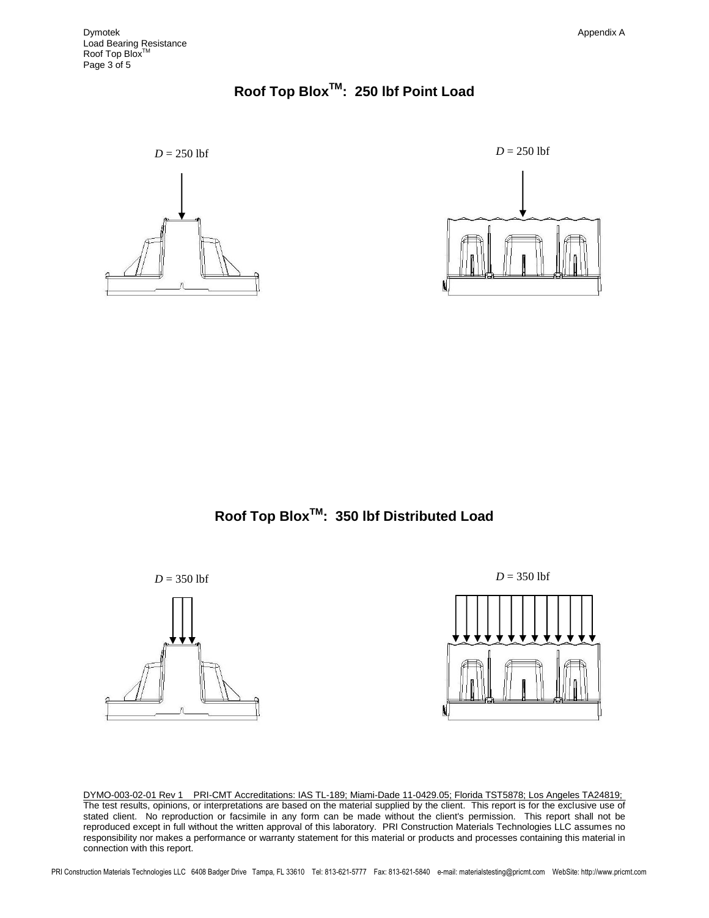## Roof Top Blox$^{TM}$: 250 lbf Point Load

$D$ = 250 lbf

$D$ = 250 lbf

## Roof Top Blox$^{TM}$: 350 lbf Distributed Load

$D$ = 350 lbf

$D$ = 350 lbf

DYMO-003-02-01 Rev 1 PRI-CMT Accreditations: IAS TL-189; Miami-Dade 11-0429.05; Florida TST5878; Los Angeles TA24819;
The test results, opinions, or interpretations are based on the material supplied by the client. This report is for the exclusive use of stated client. No reproduction or facsimile in any form can be made without the client's permission. This report shall not be reproduced except in full without the written approval of this laboratory. PRI Construction Materials Technologies LLC assumes no responsibility nor makes a performance or warranty statement for this material or products and processes containing this material in connection with this report.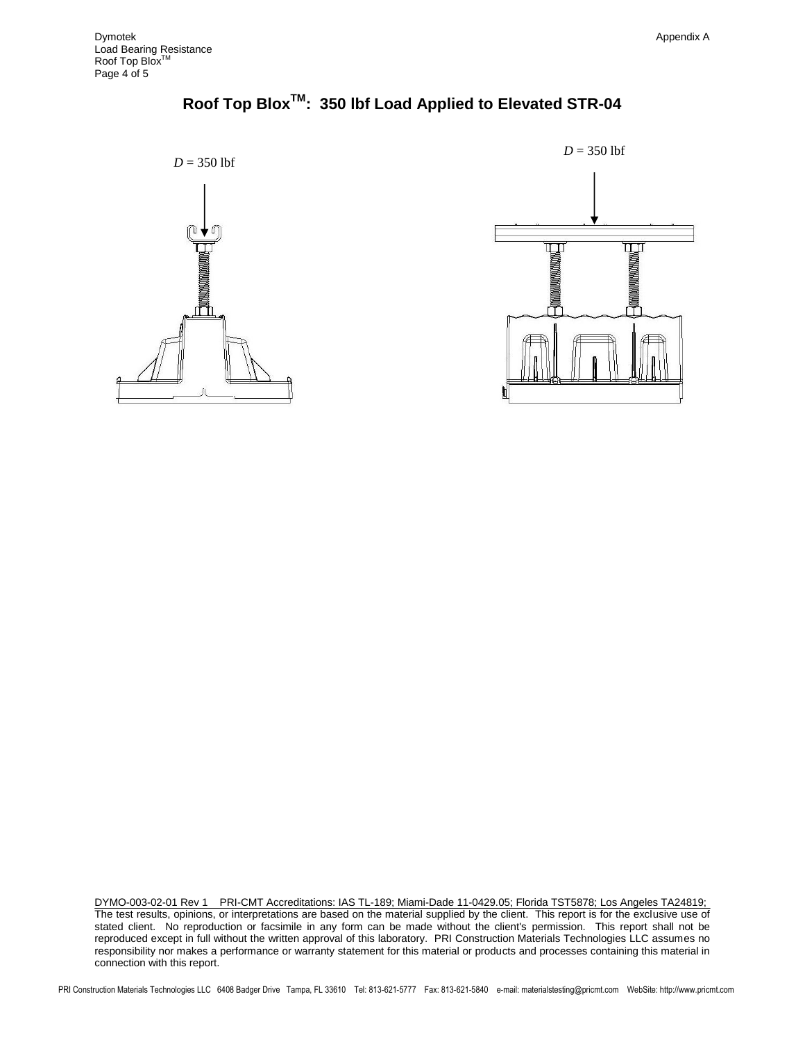# Roof Top Blox™: 350 lbf Load Applied to Elevated STR-04

*D* = 350 lbf

*D* = 350 lbf

DYMO-003-02-01 Rev 1 PRI-CMT Accreditations: IAS TL-189; Miami-Dade 11-0429.05; Florida TST5878; Los Angeles TA24819;

The test results, opinions, or interpretations are based on the material supplied by the client. This report is for the exclusive use of stated client. No reproduction or facsimile in any form can be made without the client's permission. This report shall not be reproduced except in full without the written approval of this laboratory. PRI Construction Materials Technologies LLC assumes no responsibility nor makes a performance or warranty statement for this material or products and processes containing this material in connection with this report.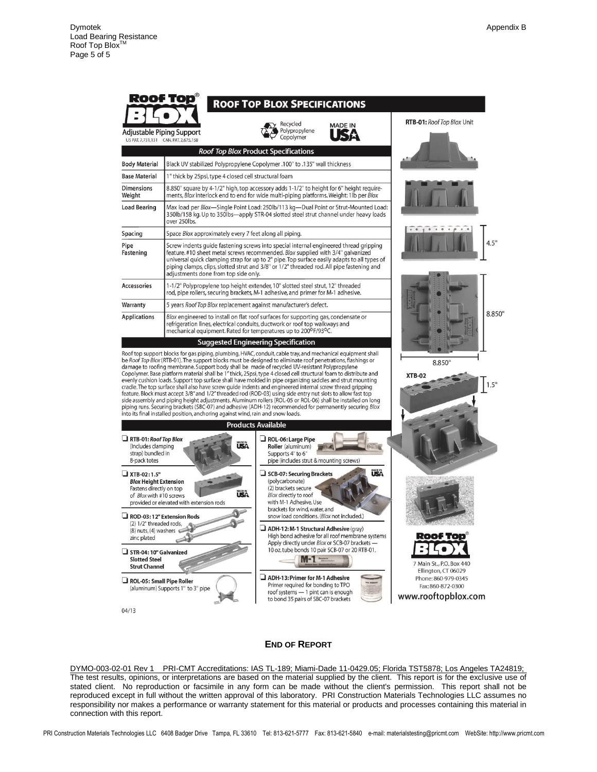Appendix B

# Roof Top BLOX®

## ROOF TOP BLOX SPECIFICATIONS

Adjustable Piping Support
US PAT. 7,731,131 CAN. PAT. 2,675,158

Recycled Polypropylene Copolymer

MADE IN USA

### *Roof Top Blox* Product Specifications

| | |
|---|---|
| Body Material | Black UV stabilized Polypropylene Copolymer .100" to .135" wall thickness |
| Base Material | 1" thick by 25psi, type 4 closed cell structural foam |
| Dimensions Weight | 8.850" square by 4-1/2" high, top accessory adds 1-1/2" to height for 6" height requirements, *Blox* interlock end to end for wide multi-piping platforms. Weight: 1lb per *Blox* |
| Load Bearing | Max load per *Blox*—Single Point Load: 250lb/113 kg—Dual Point or Strut-Mounted Load: 350lb/158 kg. Up to 350lbs—apply STR-04 slotted steel strut channel under heavy loads over 250lbs. |
| Spacing | Space *Blox* approximately every 7 feet along all piping. |
| Pipe Fastening | Screw indents guide fastening screws into special internal engineered thread gripping feature. #10 sheet metal screws recommended. *Blox* supplied with 3/4" galvanized universal quick clamping strap for up to 2" pipe. Top surface easily adapts to all types of piping clamps, clips, slotted strut and 3/8" or 1/2" threaded rod. All pipe fastening and adjustments done from top side only. |
| Accessories | 1-1/2" Polypropylene top height extender, 10" slotted steel strut, 12" threaded rod, pipe rollers, securing brackets, M-1 adhesive, and primer for M-1 adhesive. |
| Warranty | 5 years *Roof Top Blox* replacement against manufacturer's defect. |
| Applications | *Blox* engineered to install on flat roof surfaces for supporting gas, condensate or refrigeration lines, electrical conduits, ductwork or roof top walkways and mechanical equipment. Rated for temperatures up to 200°F/93°C. |

### Suggested Engineering Specification

Roof top support blocks for gas piping, plumbing, HVAC, conduit, cable tray, and mechanical equipment shall be *Roof Top Blox* (RTB-01). The support blocks must be designed to eliminate roof penetrations, flashings or damage to roofing membrane. Support body shall be made of recycled UV-resistant Polypropylene Copolymer. Base platform material shall be 1" thick, 25psi, type 4 closed cell structural foam to distribute and evenly cushion loads. Support top surface shall have molded in pipe organizing saddles and strut mounting cradle. The top surface shall also have screw guide indents and engineered internal screw thread gripping feature. Block must accept 3/8" and 1/2" threaded rod (ROD-03) using side entry nut slots to allow fast top side assembly and piping height adjustments. Aluminum rollers (ROL-05 or ROL-06) shall be installed on long piping runs. Securing brackets (SBC-07) and adhesive (ADH-12) recommended for permanently securing *Blox* into its final installed position, anchoring against wind, rain and snow loads.

### Products Available

- **RTB-01: *Roof Top Blox*** (Includes clamping strap) bundled in 8-pack totes — MADE IN USA
- **XTB-02: 1.5" *Blox* Height Extension** Fastens directly on top of *Blox* with #10 screws provided or elevated with extension rods — MADE IN USA
- **ROD-03: 12" Extension Rods** (2) 1/2" threaded rods, (8) nuts, (4) washers zinc plated
- **STR-04: 10" Galvanized Slotted Steel Strut Channel**
- **ROL-05: Small Pipe Roller** (aluminum) Supports 1" to 3" pipe
- **ROL-06: Large Pipe Roller** (aluminum) Supports 4" to 6" pipe (includes strut & mounting screws)
- **SCB-07: Securing Brackets** (polycarbonate) (2) brackets secure *Blox* directly to roof with M-1 Adhesive. Use brackets for wind, water, and snow load conditions. (*Blox* not included.) — MADE IN USA
- **ADH-12: M-1 Structural Adhesive** (gray) High bond adhesive for all roof membrane systems. Apply directly under *Blox* or SCB-07 brackets — 10 oz. tube bonds 10 pair SCB-07 or 20 RTB-01.
- **ADH-13: Primer for M-1 Adhesive** Primer required for bonding to TPO roof systems — 1 pint can is enough to bond 35 pairs of SBC-07 brackets

**RTB-01:** *Roof Top Blox* Unit

4.5"

8.850"

8.850"

**XTB-02**

1.5"

Roof Top BLOX®

7 Main St., P.O. Box 440
Ellington, CT 06029
Phone: 860-979-0345
Fax: 860-872-0300
www.rooftopblox.com

04/13

**END OF REPORT**

DYMO-003-02-01 Rev 1 PRI-CMT Accreditations: IAS TL-189; Miami-Dade 11-0429.05; Florida TST5878; Los Angeles TA24819;
The test results, opinions, or interpretations are based on the material supplied by the client. This report is for the exclusive use of stated client. No reproduction or facsimile in any form can be made without the client's permission. This report shall not be reproduced except in full without the written approval of this laboratory. PRI Construction Materials Technologies LLC assumes no responsibility nor makes a performance or warranty statement for this material or products and processes containing this material in connection with this report.